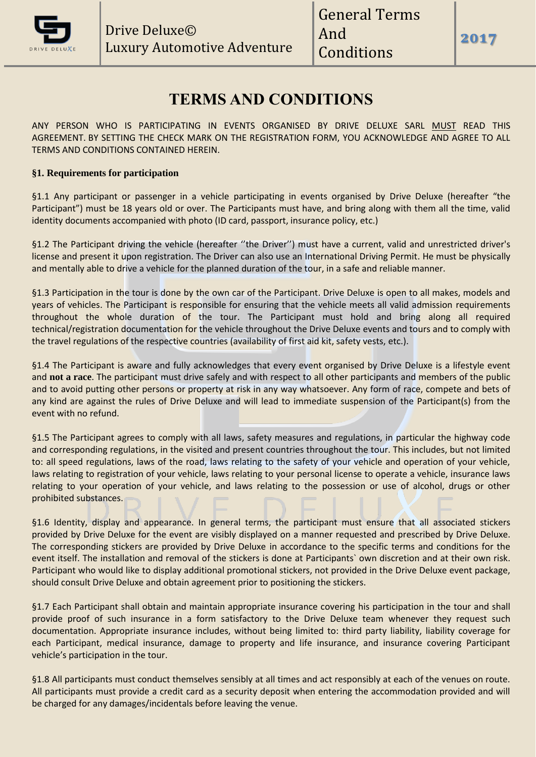# TERMS AND CONDITIONS

ANY PERSON WHO IS PARTICIPATING IN EVENTS ORGANISED BY DRIVE DELUXE SARL MUST READ THIS AGREEMENT. BY SETTING THE CHECK MARK ON THE REGISTRATION FORM, YOU ACKNOWLEDGE AND AGREE TO ALL TERMS AND CONDITIONS CONTAINED HEREIN.

### §1. Requirements for participation

§1.1 Any participant or passenger in a vehicle participating in events organised by Drive Deluxe (hereafter "the Participant") must be 18 years old or over. The Participants must have, and bring along with them all the time, valid identity documents accompanied with photo (ID card, passport, insurance policy, etc.)

§1.2 The Participant driving the vehicle (hereafter ''the Driver'') must have a current, valid and unrestricted driver's license and present it upon registration. The Driver can also use an International Driving Permit. He must be physically and mentally able to drive a vehicle for the planned duration of the tour, in a safe and reliable manner.

§1.3 Participation in the tour is done by the own car of the Participant. Drive Deluxe is open to all makes, models and years of vehicles. The Participant is responsible for ensuring that the vehicle meets all valid admission requirements throughout the whole duration of the tour. The Participant must hold and bring along all required technical/registration documentation for the vehicle throughout the Drive Deluxe events and tours and to comply with the travel regulations of the respective countries (availability of first aid kit, safety vests, etc.).

§1.4 The Participant is aware and fully acknowledges that every event organised by Drive Deluxe is a lifestyle event and **not a race**. The participant must drive safely and with respect to all other participants and members of the public and to avoid putting other persons or property at risk in any way whatsoever. Any form of race, compete and bets of any kind are against the rules of Drive Deluxe and will lead to immediate suspension of the Participant(s) from the event with no refund.

§1.5 The Participant agrees to comply with all laws, safety measures and regulations, in particular the highway code and corresponding regulations, in the visited and present countries throughout the tour. This includes, but not limited to: all speed regulations, laws of the road, laws relating to the safety of your vehicle and operation of your vehicle, laws relating to registration of your vehicle, laws relating to your personal license to operate a vehicle, insurance laws relating to your operation of your vehicle, and laws relating to the possession or use of alcohol, drugs or other prohibited substances.

§1.6 Identity, display and appearance. In general terms, the participant must ensure that all associated stickers provided by Drive Deluxe for the event are visibly displayed on a manner requested and prescribed by Drive Deluxe. The corresponding stickers are provided by Drive Deluxe in accordance to the specific terms and conditions for the event itself. The installation and removal of the stickers is done at Participants` own discretion and at their own risk. Participant who would like to display additional promotional stickers, not provided in the Drive Deluxe event package, should consult Drive Deluxe and obtain agreement prior to positioning the stickers.

§1.7 Each Participant shall obtain and maintain appropriate insurance covering his participation in the tour and shall provide proof of such insurance in a form satisfactory to the Drive Deluxe team whenever they request such documentation. Appropriate insurance includes, without being limited to: third party liability, liability coverage for each Participant, medical insurance, damage to property and life insurance, and insurance covering Participant vehicle's participation in the tour.

§1.8 All participants must conduct themselves sensibly at all times and act responsibly at each of the venues on route. All participants must provide a credit card as a security deposit when entering the accommodation provided and will be charged for any damages/incidentals before leaving the venue.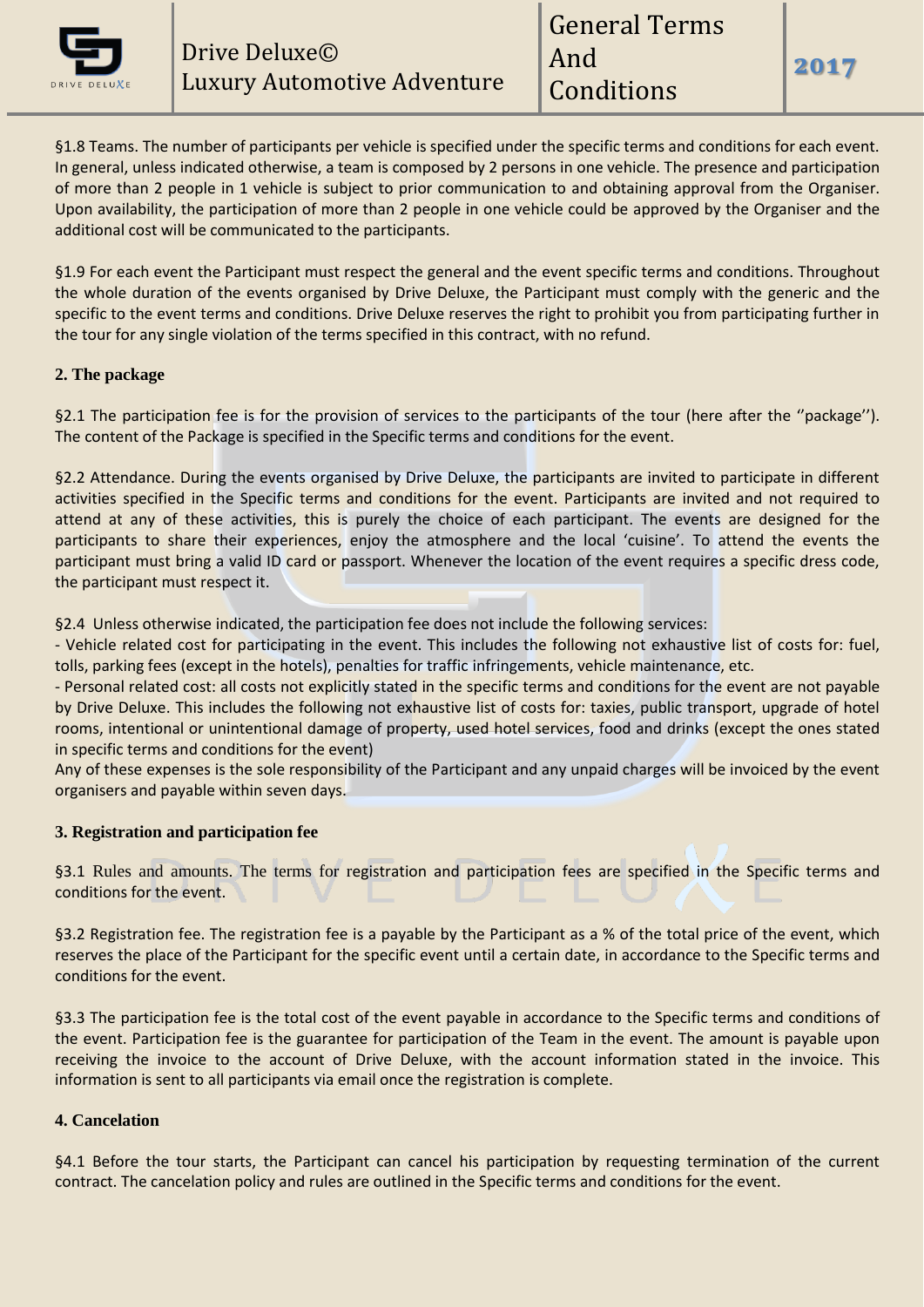§1.8 Teams. The number of participants per vehicle is specified under the specific terms and conditions for each event. In general, unless indicated otherwise, a team is composed by 2 persons in one vehicle. The presence and participation of more than 2 people in 1 vehicle is subject to prior communication to and obtaining approval from the Organiser. Upon availability, the participation of more than 2 people in one vehicle could be approved by the Organiser and the additional cost will be communicated to the participants.

§1.9 For each event the Participant must respect the general and the event specific terms and conditions. Throughout the whole duration of the events organised by Drive Deluxe, the Participant must comply with the generic and the specific to the event terms and conditions. Drive Deluxe reserves the right to prohibit you from participating further in the tour for any single violation of the terms specified in this contract, with no refund.

## 2. The package

§2.1 The participation fee is for the provision of services to the participants of the tour (here after the ''package''). The content of the Package is specified in the Specific terms and conditions for the event.

§2.2 Attendance. During the events organised by Drive Deluxe, the participants are invited to participate in different activities specified in the Specific terms and conditions for the event. Participants are invited and not required to attend at any of these activities, this is purely the choice of each participant. The events are designed for the participants to share their experiences, enjoy the atmosphere and the local 'cuisine'. To attend the events the participant must bring a valid ID card or passport. Whenever the location of the event requires a specific dress code, the participant must respect it.

§2.4 Unless otherwise indicated, the participation fee does not include the following services:

- Vehicle related cost for participating in the event. This includes the following not exhaustive list of costs for: fuel, tolls, parking fees (except in the hotels), penalties for traffic infringements, vehicle maintenance, etc.
- Personal related cost: all costs not explicitly stated in the specific terms and conditions for the event are not payable by Drive Deluxe. This includes the following not exhaustive list of costs for: taxies, public transport, upgrade of hotel rooms, intentional or unintentional damage of property, used hotel services, food and drinks (except the ones stated in specific terms and conditions for the event)

Any of these expenses is the sole responsibility of the Participant and any unpaid charges will be invoiced by the event organisers and payable within seven days.

## 3. Registration and participation fee

§3.1 Rules and amounts. The terms for registration and participation fees are specified in the Specific terms and conditions for the event.

§3.2 Registration fee. The registration fee is a payable by the Participant as a % of the total price of the event, which reserves the place of the Participant for the specific event until a certain date, in accordance to the Specific terms and conditions for the event.

§3.3 The participation fee is the total cost of the event payable in accordance to the Specific terms and conditions of the event. Participation fee is the guarantee for participation of the Team in the event. The amount is payable upon receiving the invoice to the account of Drive Deluxe, with the account information stated in the invoice. This information is sent to all participants via email once the registration is complete.

## 4. Cancelation

§4.1 Before the tour starts, the Participant can cancel his participation by requesting termination of the current contract. The cancelation policy and rules are outlined in the Specific terms and conditions for the event.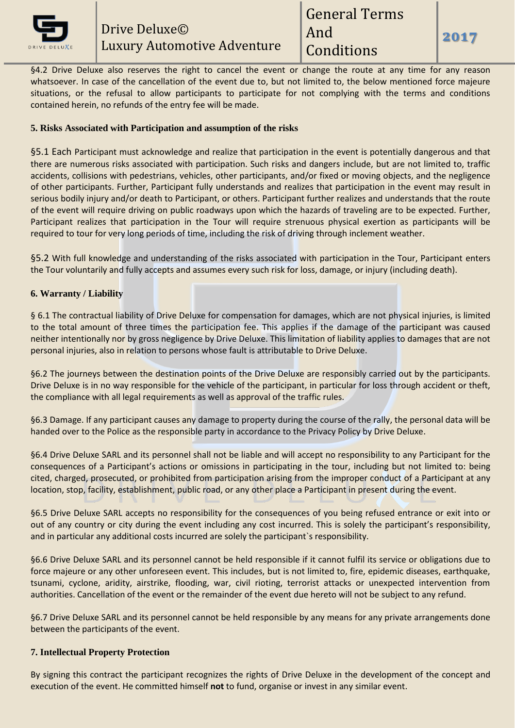§4.2 Drive Deluxe also reserves the right to cancel the event or change the route at any time for any reason whatsoever. In case of the cancellation of the event due to, but not limited to, the below mentioned force majeure situations, or the refusal to allow participants to participate for not complying with the terms and conditions contained herein, no refunds of the entry fee will be made.

## 5. Risks Associated with Participation and assumption of the risks

§5.1 Each Participant must acknowledge and realize that participation in the event is potentially dangerous and that there are numerous risks associated with participation. Such risks and dangers include, but are not limited to, traffic accidents, collisions with pedestrians, vehicles, other participants, and/or fixed or moving objects, and the negligence of other participants. Further, Participant fully understands and realizes that participation in the event may result in serious bodily injury and/or death to Participant, or others. Participant further realizes and understands that the route of the event will require driving on public roadways upon which the hazards of traveling are to be expected. Further, Participant realizes that participation in the Tour will require strenuous physical exertion as participants will be required to tour for very long periods of time, including the risk of driving through inclement weather.

§5.2 With full knowledge and understanding of the risks associated with participation in the Tour, Participant enters the Tour voluntarily and fully accepts and assumes every such risk for loss, damage, or injury (including death).

## 6. Warranty / Liability

§ 6.1 The contractual liability of Drive Deluxe for compensation for damages, which are not physical injuries, is limited to the total amount of three times the participation fee. This applies if the damage of the participant was caused neither intentionally nor by gross negligence by Drive Deluxe. This limitation of liability applies to damages that are not personal injuries, also in relation to persons whose fault is attributable to Drive Deluxe.

§6.2 The journeys between the destination points of the Drive Deluxe are responsibly carried out by the participants. Drive Deluxe is in no way responsible for the vehicle of the participant, in particular for loss through accident or theft, the compliance with all legal requirements as well as approval of the traffic rules.

§6.3 Damage. If any participant causes any damage to property during the course of the rally, the personal data will be handed over to the Police as the responsible party in accordance to the Privacy Policy by Drive Deluxe.

§6.4 Drive Deluxe SARL and its personnel shall not be liable and will accept no responsibility to any Participant for the consequences of a Participant's actions or omissions in participating in the tour, including but not limited to: being cited, charged, prosecuted, or prohibited from participation arising from the improper conduct of a Participant at any location, stop, facility, establishment, public road, or any other place a Participant in present during the event.

§6.5 Drive Deluxe SARL accepts no responsibility for the consequences of you being refused entrance or exit into or out of any country or city during the event including any cost incurred. This is solely the participant's responsibility, and in particular any additional costs incurred are solely the participant`s responsibility.

§6.6 Drive Deluxe SARL and its personnel cannot be held responsible if it cannot fulfil its service or obligations due to force majeure or any other unforeseen event. This includes, but is not limited to, fire, epidemic diseases, earthquake, tsunami, cyclone, aridity, airstrike, flooding, war, civil rioting, terrorist attacks or unexpected intervention from authorities. Cancellation of the event or the remainder of the event due hereto will not be subject to any refund.

§6.7 Drive Deluxe SARL and its personnel cannot be held responsible by any means for any private arrangements done between the participants of the event.

## 7. Intellectual Property Protection

By signing this contract the participant recognizes the rights of Drive Deluxe in the development of the concept and execution of the event. He committed himself **not** to fund, organise or invest in any similar event.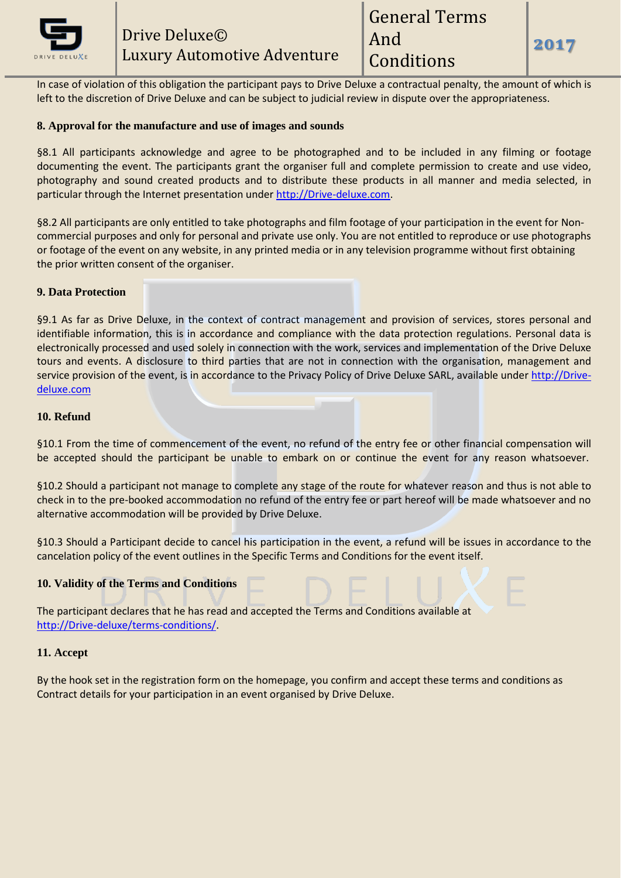In case of violation of this obligation the participant pays to Drive Deluxe a contractual penalty, the amount of which is left to the discretion of Drive Deluxe and can be subject to judicial review in dispute over the appropriateness.

**8. Approval for the manufacture and use of images and sounds**

§8.1 All participants acknowledge and agree to be photographed and to be included in any filming or footage documenting the event. The participants grant the organiser full and complete permission to create and use video, photography and sound created products and to distribute these products in all manner and media selected, in particular through the Internet presentation under http://Drive-deluxe.com.

§8.2 All participants are only entitled to take photographs and film footage of your participation in the event for Non-commercial purposes and only for personal and private use only. You are not entitled to reproduce or use photographs or footage of the event on any website, in any printed media or in any television programme without first obtaining the prior written consent of the organiser.

**9. Data Protection**

§9.1 As far as Drive Deluxe, in the context of contract management and provision of services, stores personal and identifiable information, this is in accordance and compliance with the data protection regulations. Personal data is electronically processed and used solely in connection with the work, services and implementation of the Drive Deluxe tours and events. A disclosure to third parties that are not in connection with the organisation, management and service provision of the event, is in accordance to the Privacy Policy of Drive Deluxe SARL, available under http://Drive-deluxe.com

**10. Refund**

§10.1 From the time of commencement of the event, no refund of the entry fee or other financial compensation will be accepted should the participant be unable to embark on or continue the event for any reason whatsoever.

§10.2 Should a participant not manage to complete any stage of the route for whatever reason and thus is not able to check in to the pre-booked accommodation no refund of the entry fee or part hereof will be made whatsoever and no alternative accommodation will be provided by Drive Deluxe.

§10.3 Should a Participant decide to cancel his participation in the event, a refund will be issues in accordance to the cancelation policy of the event outlines in the Specific Terms and Conditions for the event itself.

**10. Validity of the Terms and Conditions**

The participant declares that he has read and accepted the Terms and Conditions available at http://Drive-deluxe/terms-conditions/.

**11. Accept**

By the hook set in the registration form on the homepage, you confirm and accept these terms and conditions as Contract details for your participation in an event organised by Drive Deluxe.